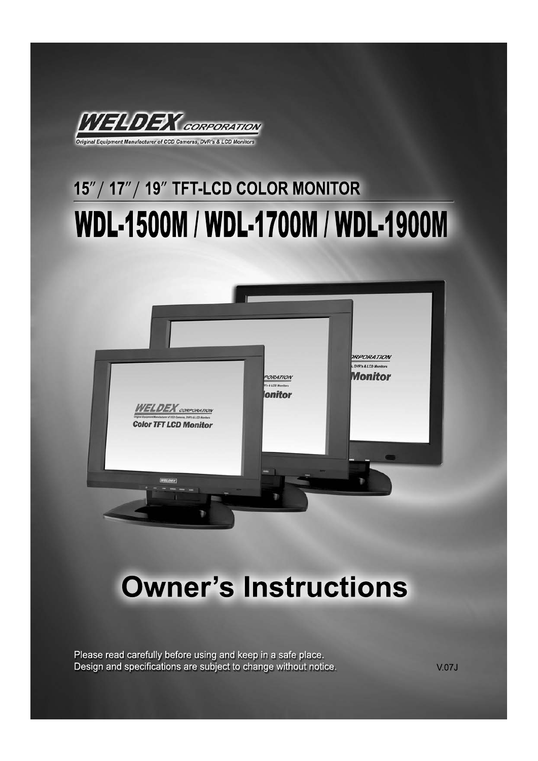WELDEX CORPORATION

Original Equipment Manufacturer of CCD Cameras, DVR's & LCD Monitors

## 15″ / 17″ / 19″ TFT-LCD COLOR MONITOR

# WDL-1500M / WDL-1700M / WDL-1900M

# Owner's Instructions

Please read carefully before using and keep in a safe place.
Design and specifications are subject to change without notice.

V.07J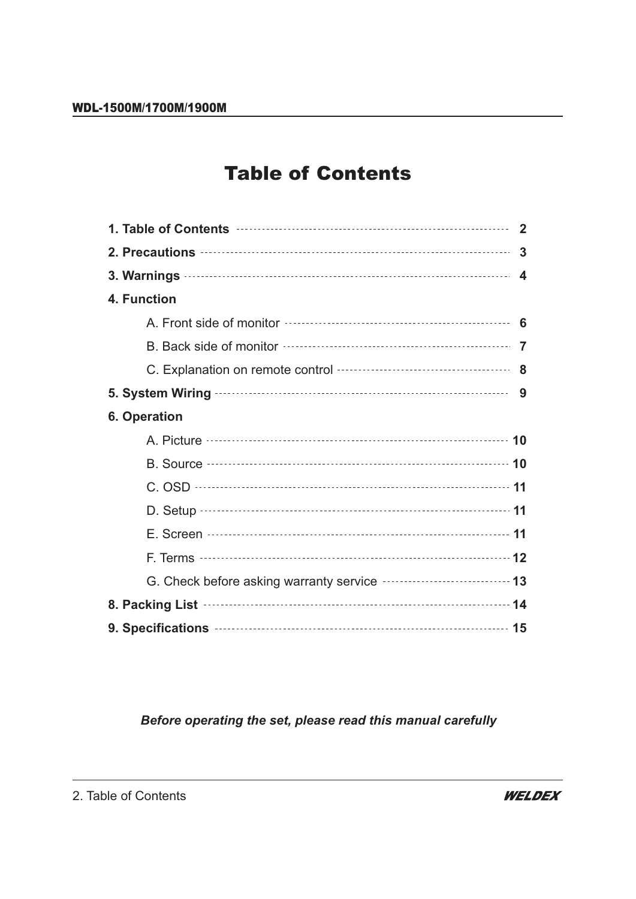# Table of Contents

| | |
|---|---|
| **1. Table of Contents** | **2** |
| **2. Precautions** | **3** |
| **3. Warnings** | **4** |
| **4. Function** | |
| A. Front side of monitor | **6** |
| B. Back side of monitor | **7** |
| C. Explanation on remote control | **8** |
| **5. System Wiring** | **9** |
| **6. Operation** | |
| A. Picture | **10** |
| B. Source | **10** |
| C. OSD | **11** |
| D. Setup | **11** |
| E. Screen | **11** |
| F. Terms | **12** |
| G. Check before asking warranty service | **13** |
| **8. Packing List** | **14** |
| **9. Specifications** | **15** |

***Before operating the set, please read this manual carefully***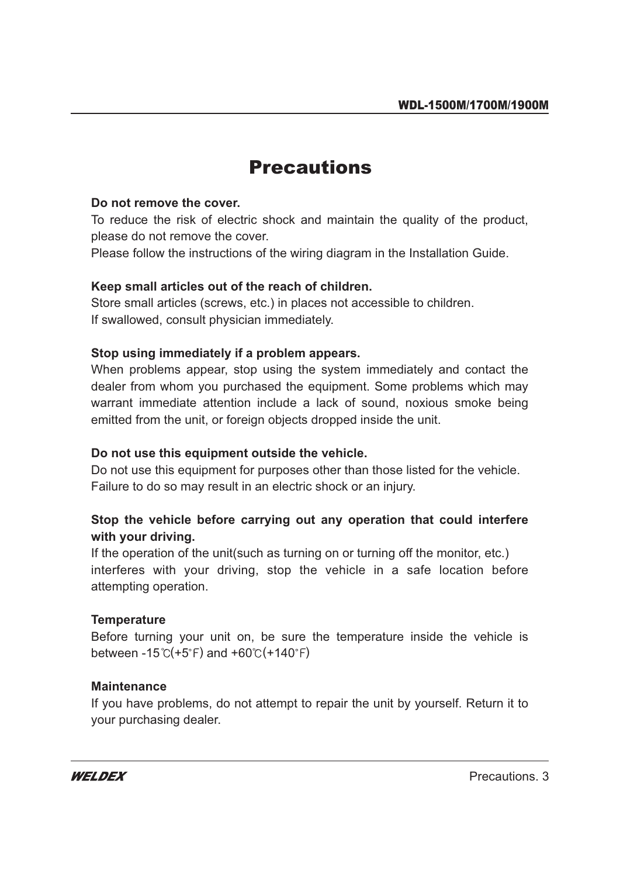# Precautions

**Do not remove the cover.**

To reduce the risk of electric shock and maintain the quality of the product, please do not remove the cover.

Please follow the instructions of the wiring diagram in the Installation Guide.

**Keep small articles out of the reach of children.**

Store small articles (screws, etc.) in places not accessible to children.

If swallowed, consult physician immediately.

**Stop using immediately if a problem appears.**

When problems appear, stop using the system immediately and contact the dealer from whom you purchased the equipment. Some problems which may warrant immediate attention include a lack of sound, noxious smoke being emitted from the unit, or foreign objects dropped inside the unit.

**Do not use this equipment outside the vehicle.**

Do not use this equipment for purposes other than those listed for the vehicle.

Failure to do so may result in an electric shock or an injury.

**Stop the vehicle before carrying out any operation that could interfere with your driving.**

If the operation of the unit(such as turning on or turning off the monitor, etc.) interferes with your driving, stop the vehicle in a safe location before attempting operation.

**Temperature**

Before turning your unit on, be sure the temperature inside the vehicle is between -15℃(+5°F) and +60℃(+140°F)

**Maintenance**

If you have problems, do not attempt to repair the unit by yourself. Return it to your purchasing dealer.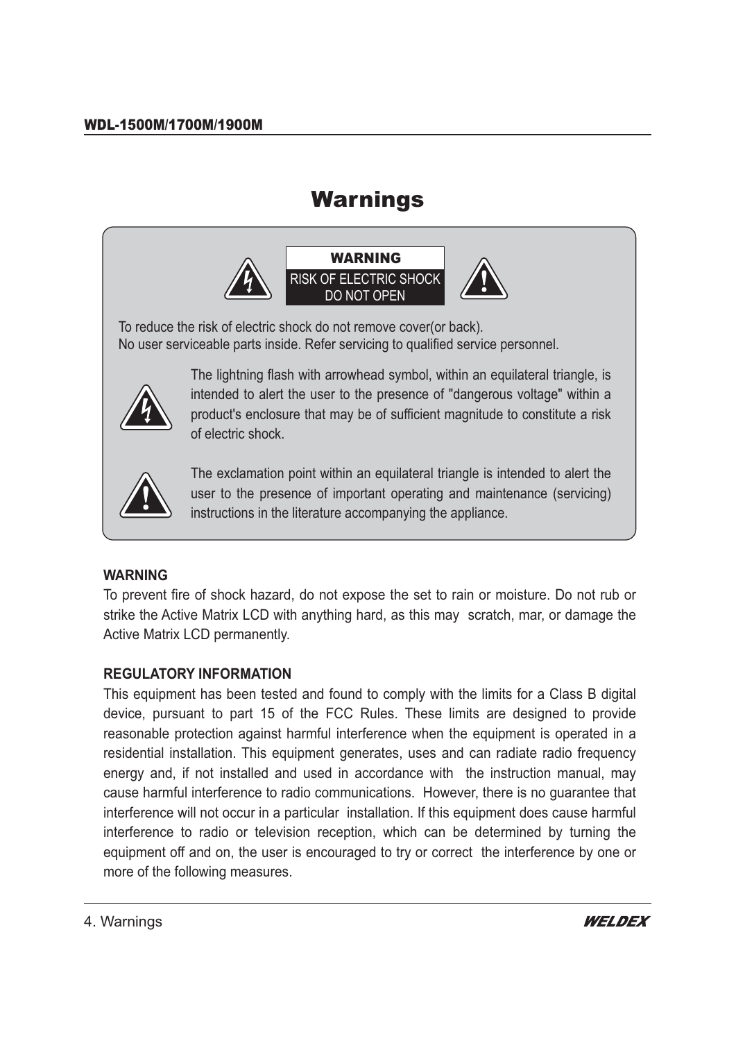# Warnings

**WARNING**

RISK OF ELECTRIC SHOCK
DO NOT OPEN

To reduce the risk of electric shock do not remove cover(or back).
No user serviceable parts inside. Refer servicing to qualified service personnel.

The lightning flash with arrowhead symbol, within an equilateral triangle, is intended to alert the user to the presence of "dangerous voltage" within a product's enclosure that may be of sufficient magnitude to constitute a risk of electric shock.

The exclamation point within an equilateral triangle is intended to alert the user to the presence of important operating and maintenance (servicing) instructions in the literature accompanying the appliance.

**WARNING**

To prevent fire of shock hazard, do not expose the set to rain or moisture. Do not rub or strike the Active Matrix LCD with anything hard, as this may scratch, mar, or damage the Active Matrix LCD permanently.

**REGULATORY INFORMATION**

This equipment has been tested and found to comply with the limits for a Class B digital device, pursuant to part 15 of the FCC Rules. These limits are designed to provide reasonable protection against harmful interference when the equipment is operated in a residential installation. This equipment generates, uses and can radiate radio frequency energy and, if not installed and used in accordance with the instruction manual, may cause harmful interference to radio communications. However, there is no guarantee that interference will not occur in a particular installation. If this equipment does cause harmful interference to radio or television reception, which can be determined by turning the equipment off and on, the user is encouraged to try or correct the interference by one or more of the following measures.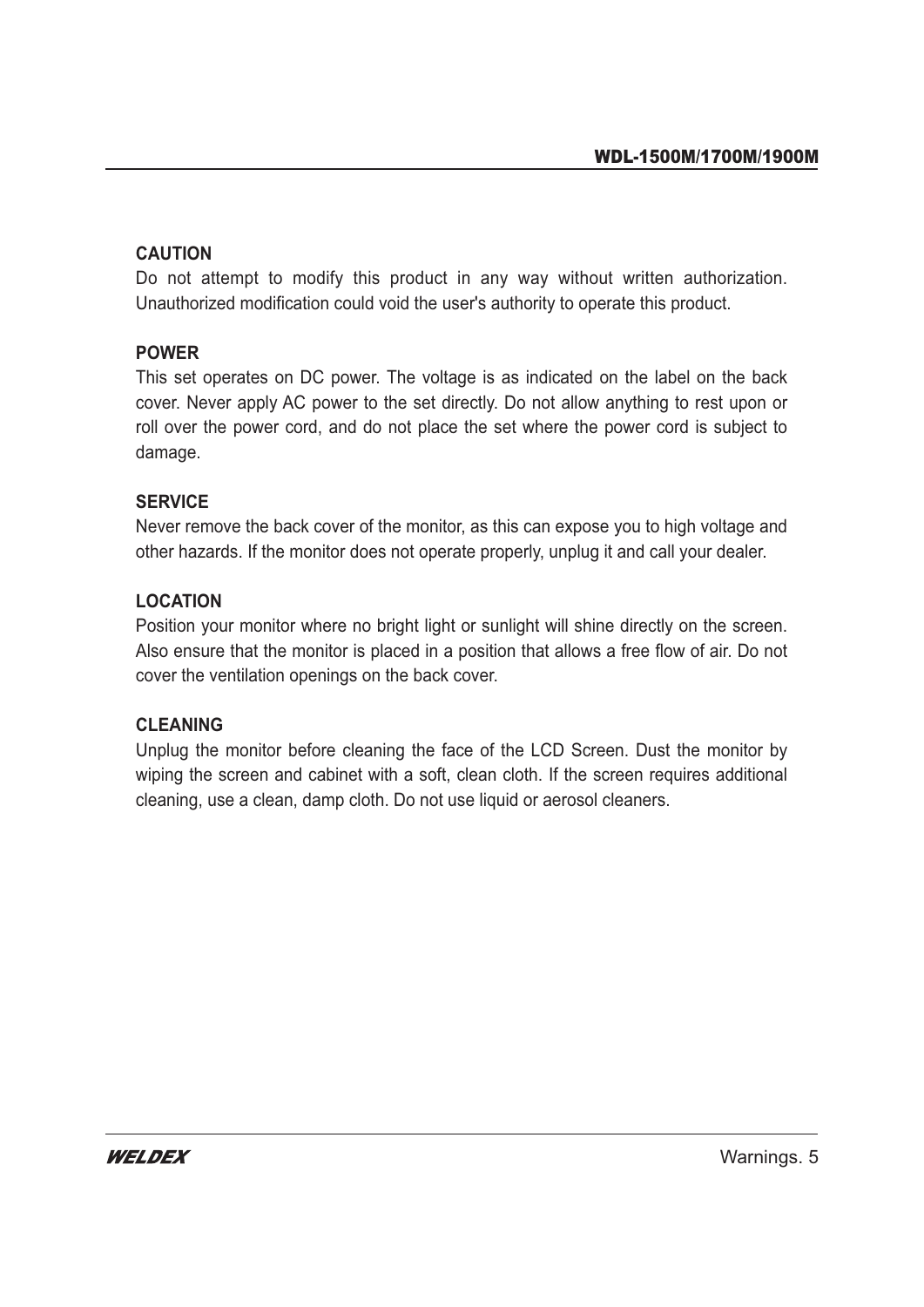**CAUTION**

Do not attempt to modify this product in any way without written authorization. Unauthorized modification could void the user's authority to operate this product.

**POWER**

This set operates on DC power. The voltage is as indicated on the label on the back cover. Never apply AC power to the set directly. Do not allow anything to rest upon or roll over the power cord, and do not place the set where the power cord is subject to damage.

**SERVICE**

Never remove the back cover of the monitor, as this can expose you to high voltage and other hazards. If the monitor does not operate properly, unplug it and call your dealer.

**LOCATION**

Position your monitor where no bright light or sunlight will shine directly on the screen. Also ensure that the monitor is placed in a position that allows a free flow of air. Do not cover the ventilation openings on the back cover.

**CLEANING**

Unplug the monitor before cleaning the face of the LCD Screen. Dust the monitor by wiping the screen and cabinet with a soft, clean cloth. If the screen requires additional cleaning, use a clean, damp cloth. Do not use liquid or aerosol cleaners.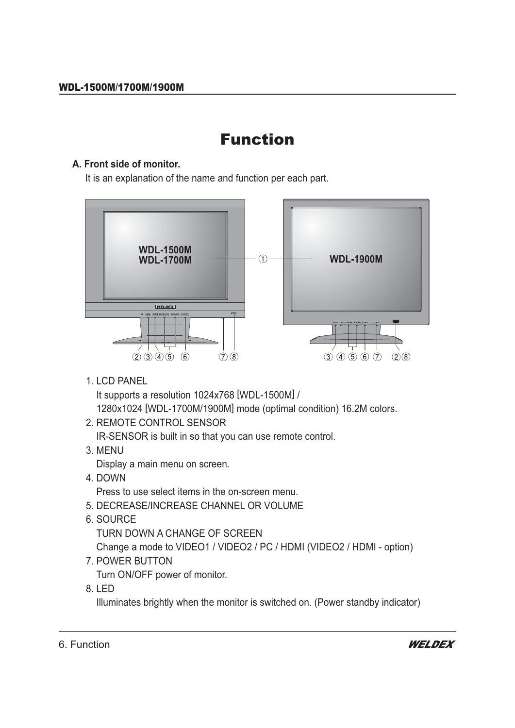# Function

**A. Front side of monitor.**

It is an explanation of the name and function per each part.

1. LCD PANEL
   It supports a resolution 1024x768 [WDL-1500M] /
   1280x1024 [WDL-1700M/1900M] mode (optimal condition) 16.2M colors.
2. REMOTE CONTROL SENSOR
   IR-SENSOR is built in so that you can use remote control.
3. MENU
   Display a main menu on screen.
4. DOWN
   Press to use select items in the on-screen menu.
5. DECREASE/INCREASE CHANNEL OR VOLUME
6. SOURCE
   TURN DOWN A CHANGE OF SCREEN
   Change a mode to VIDEO1 / VIDEO2 / PC / HDMI (VIDEO2 / HDMI - option)
7. POWER BUTTON
   Turn ON/OFF power of monitor.
8. LED
   Illuminates brightly when the monitor is switched on. (Power standby indicator)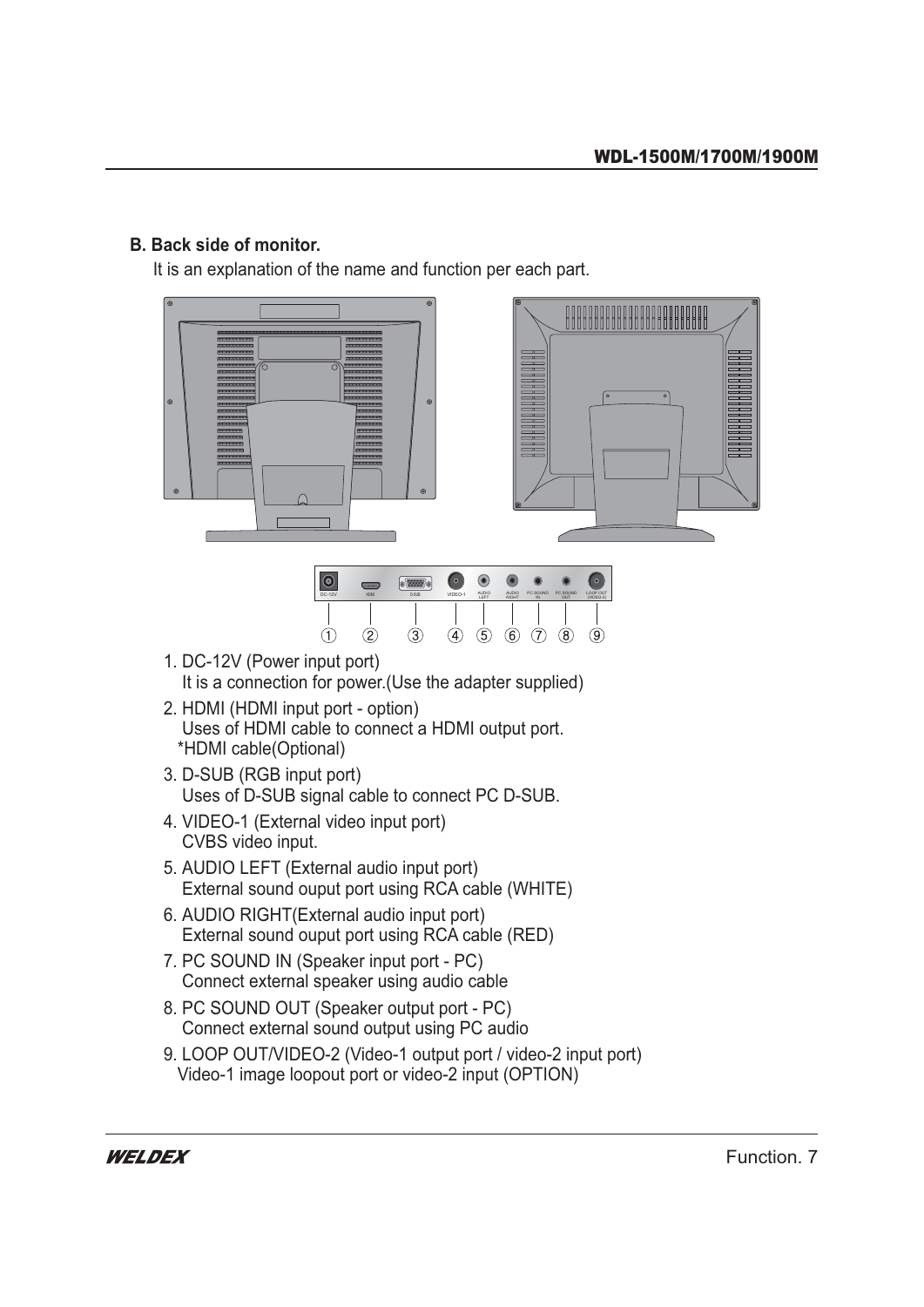## B. Back side of monitor.

It is an explanation of the name and function per each part.

1. DC-12V (Power input port)
   It is a connection for power.(Use the adapter supplied)
2. HDMI (HDMI input port - option)
   Uses of HDMI cable to connect a HDMI output port.
   *HDMI cable(Optional)
3. D-SUB (RGB input port)
   Uses of D-SUB signal cable to connect PC D-SUB.
4. VIDEO-1 (External video input port)
   CVBS video input.
5. AUDIO LEFT (External audio input port)
   External sound ouput port using RCA cable (WHITE)
6. AUDIO RIGHT(External audio input port)
   External sound ouput port using RCA cable (RED)
7. PC SOUND IN (Speaker input port - PC)
   Connect external speaker using audio cable
8. PC SOUND OUT (Speaker output port - PC)
   Connect external sound output using PC audio
9. LOOP OUT/VIDEO-2 (Video-1 output port / video-2 input port)
   Video-1 image loopout port or video-2 input (OPTION)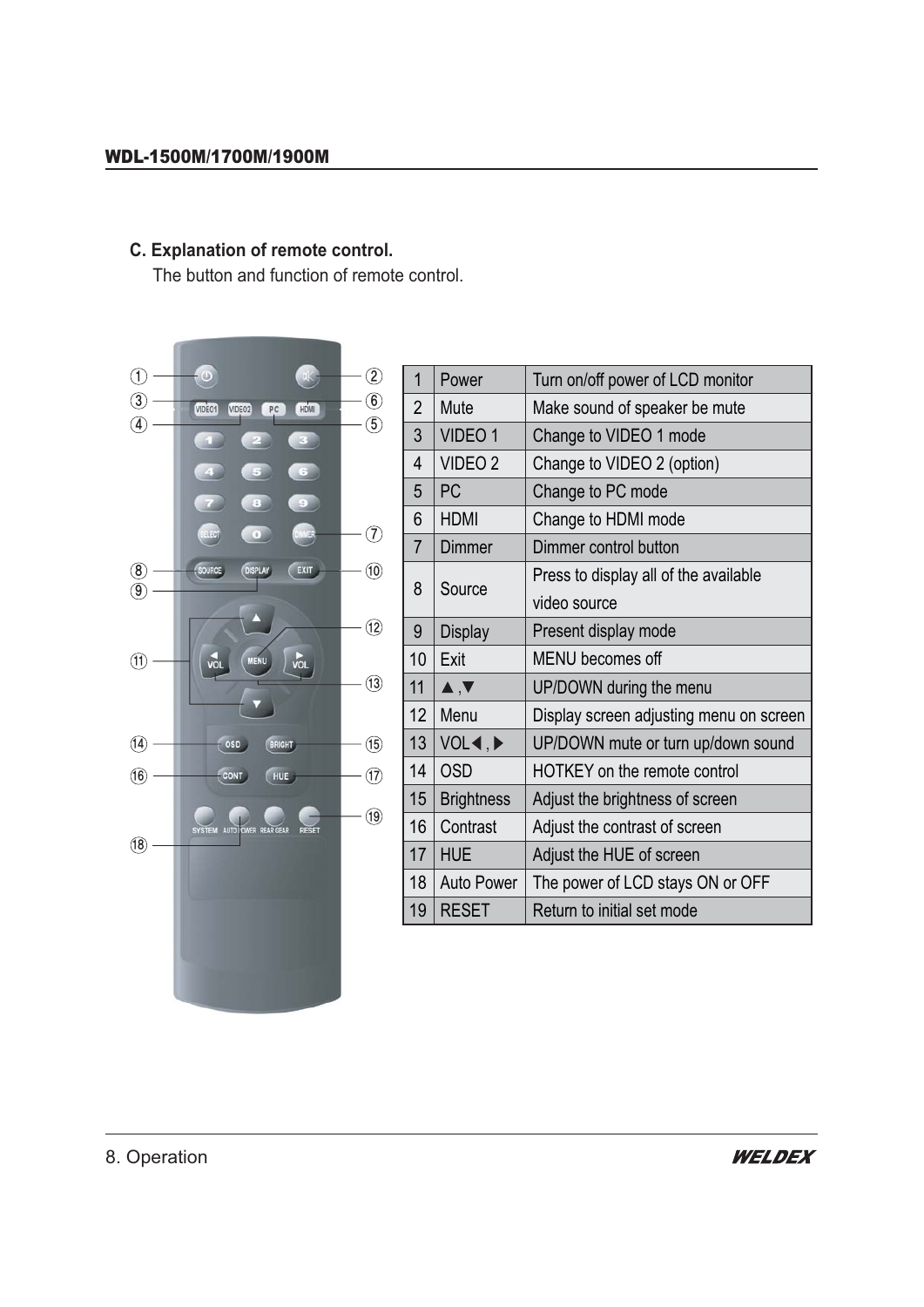### C. Explanation of remote control.

The button and function of remote control.

| 1 | Power | Turn on/off power of LCD monitor |
|---|---|---|
| 2 | Mute | Make sound of speaker be mute |
| 3 | VIDEO 1 | Change to VIDEO 1 mode |
| 4 | VIDEO 2 | Change to VIDEO 2 (option) |
| 5 | PC | Change to PC mode |
| 6 | HDMI | Change to HDMI mode |
| 7 | Dimmer | Dimmer control button |
| 8 | Source | Press to display all of the available video source |
| 9 | Display | Present display mode |
| 10 | Exit | MENU becomes off |
| 11 | ▲,▼ | UP/DOWN during the menu |
| 12 | Menu | Display screen adjusting menu on screen |
| 13 | VOL◀, ▶ | UP/DOWN mute or turn up/down sound |
| 14 | OSD | HOTKEY on the remote control |
| 15 | Brightness | Adjust the brightness of screen |
| 16 | Contrast | Adjust the contrast of screen |
| 17 | HUE | Adjust the HUE of screen |
| 18 | Auto Power | The power of LCD stays ON or OFF |
| 19 | RESET | Return to initial set mode |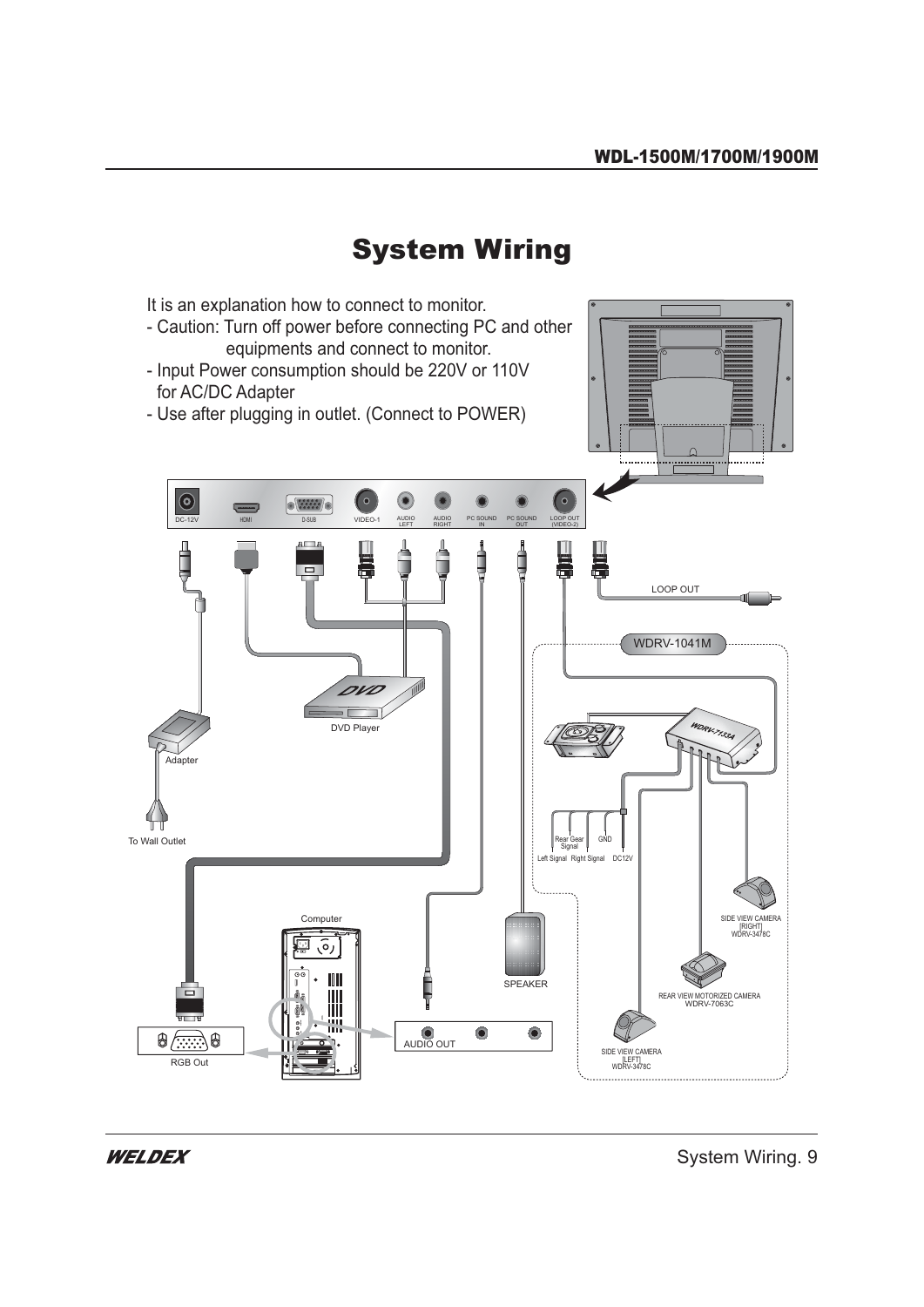# System Wiring

It is an explanation how to connect to monitor.

- Caution: Turn off power before connecting PC and other equipments and connect to monitor.
- Input Power consumption should be 220V or 110V for AC/DC Adapter
- Use after plugging in outlet. (Connect to POWER)

DC-12V HDMI D-SUB VIDEO-1 AUDIO LEFT AUDIO RIGHT PC SOUND IN PC SOUND OUT LOOP OUT (VIDEO-2)

LOOP OUT

WDRV-1041M

WDRV-7135A

DVD Player

Adapter

To Wall Outlet

Rear Gear Signal GND

Left Signal Right Signal DC12V

SIDE VIEW CAMERA [RIGHT] WDRV-3478C

REAR VIEW MOTORIZED CAMERA WDRV-7063C

SIDE VIEW CAMERA [LEFT] WDRV-3478C

Computer

SPEAKER

AUDIO OUT

RGB Out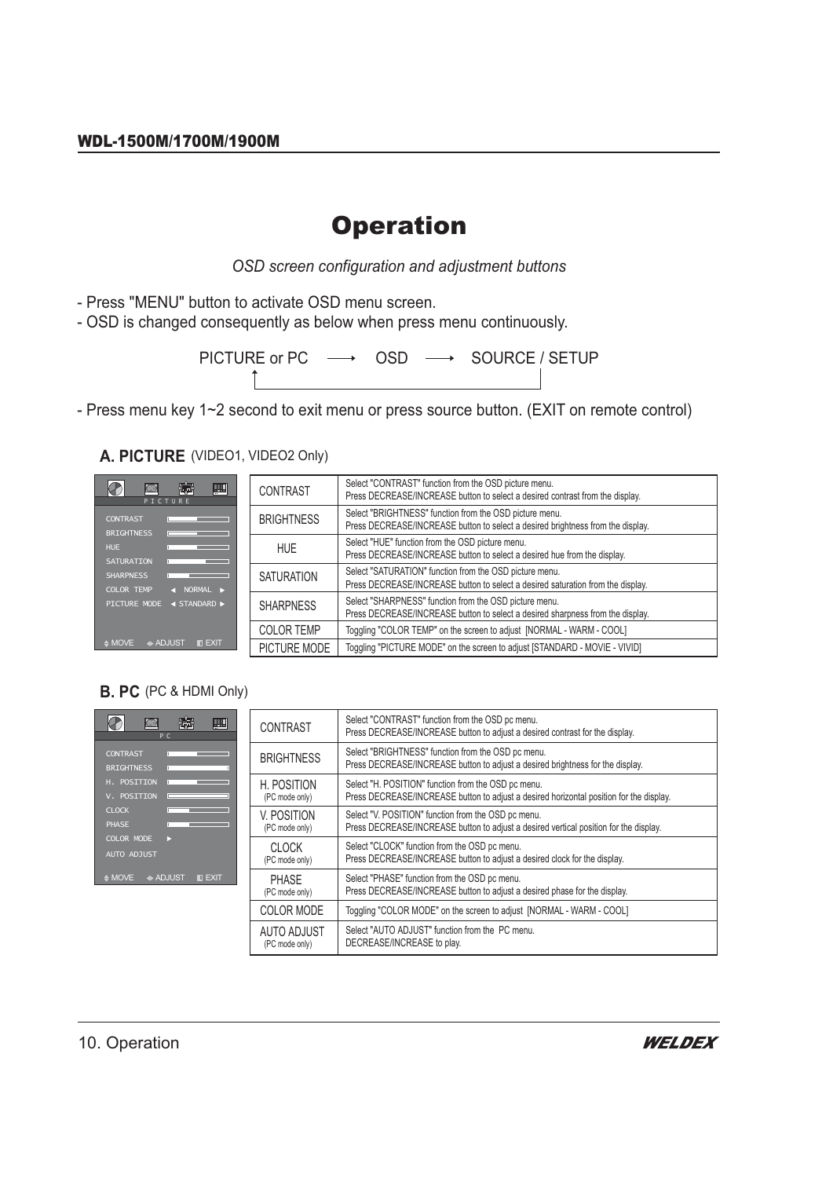# Operation

*OSD screen configuration and adjustment buttons*

- Press "MENU" button to activate OSD menu screen.
- OSD is changed consequently as below when press menu continuously.

PICTURE or PC ⟶ OSD ⟶ SOURCE / SETUP

- Press menu key 1~2 second to exit menu or press source button. (EXIT on remote control)

## A. PICTURE (VIDEO1, VIDEO2 Only)

| | |
|---|---|
| CONTRAST | Select "CONTRAST" function from the OSD picture menu. Press DECREASE/INCREASE button to select a desired contrast from the display. |
| BRIGHTNESS | Select "BRIGHTNESS" function from the OSD picture menu. Press DECREASE/INCREASE button to select a desired brightness from the display. |
| HUE | Select "HUE" function from the OSD picture menu. Press DECREASE/INCREASE button to select a desired hue from the display. |
| SATURATION | Select "SATURATION" function from the OSD picture menu. Press DECREASE/INCREASE button to select a desired saturation from the display. |
| SHARPNESS | Select "SHARPNESS" function from the OSD picture menu. Press DECREASE/INCREASE button to select a desired sharpness from the display. |
| COLOR TEMP | Toggling "COLOR TEMP" on the screen to adjust [NORMAL - WARM - COOL] |
| PICTURE MODE | Toggling "PICTURE MODE" on the screen to adjust [STANDARD - MOVIE - VIVID] |

## B. PC (PC & HDMI Only)

| | |
|---|---|
| CONTRAST | Select "CONTRAST" function from the OSD pc menu. Press DECREASE/INCREASE button to adjust a desired contrast for the display. |
| BRIGHTNESS | Select "BRIGHTNESS" function from the OSD pc menu. Press DECREASE/INCREASE button to adjust a desired brightness for the display. |
| H. POSITION (PC mode only) | Select "H. POSITION" function from the OSD pc menu. Press DECREASE/INCREASE button to adjust a desired horizontal position for the display. |
| V. POSITION (PC mode only) | Select "V. POSITION" function from the OSD pc menu. Press DECREASE/INCREASE button to adjust a desired vertical position for the display. |
| CLOCK (PC mode only) | Select "CLOCK" function from the OSD pc menu. Press DECREASE/INCREASE button to adjust a desired clock for the display. |
| PHASE (PC mode only) | Select "PHASE" function from the OSD pc menu. Press DECREASE/INCREASE button to adjust a desired phase for the display. |
| COLOR MODE | Toggling "COLOR MODE" on the screen to adjust [NORMAL - WARM - COOL] |
| AUTO ADJUST (PC mode only) | Select "AUTO ADJUST" function from the PC menu. DECREASE/INCREASE to play. |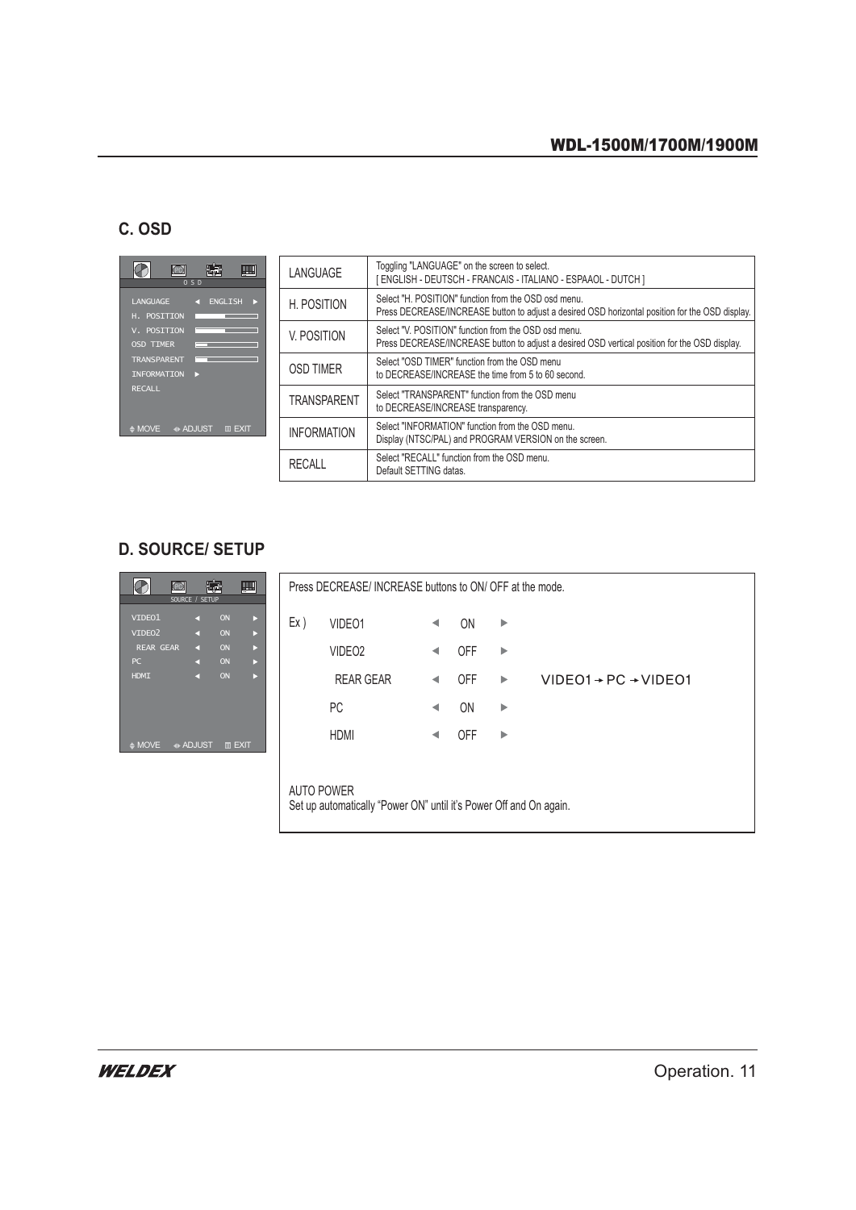## C. OSD

| LANGUAGE | Toggling "LANGUAGE" on the screen to select. [ ENGLISH - DEUTSCH - FRANCAIS - ITALIANO - ESPAAOL - DUTCH ] |
|---|---|
| H. POSITION | Select "H. POSITION" function from the OSD osd menu. Press DECREASE/INCREASE button to adjust a desired OSD horizontal position for the OSD display. |
| V. POSITION | Select "V. POSITION" function from the OSD osd menu. Press DECREASE/INCREASE button to adjust a desired OSD vertical position for the OSD display. |
| OSD TIMER | Select "OSD TIMER" function from the OSD menu to DECREASE/INCREASE the time from 5 to 60 second. |
| TRANSPARENT | Select "TRANSPARENT" function from the OSD menu to DECREASE/INCREASE transparency. |
| INFORMATION | Select "INFORMATION" function from the OSD menu. Display (NTSC/PAL) and PROGRAM VERSION on the screen. |
| RECALL | Select "RECALL" function from the OSD menu. Default SETTING datas. |

## D. SOURCE/ SETUP

Press DECREASE/ INCREASE buttons to ON/ OFF at the mode.

Ex )

| | | |
|---|---|---|
| VIDEO1 | ◄ ON ► | |
| VIDEO2 | ◄ OFF ► | |
| REAR GEAR | ◄ OFF ► | VIDEO1 → PC → VIDEO1 |
| PC | ◄ ON ► | |
| HDMI | ◄ OFF ► | |

AUTO POWER
Set up automatically "Power ON" until it's Power Off and On again.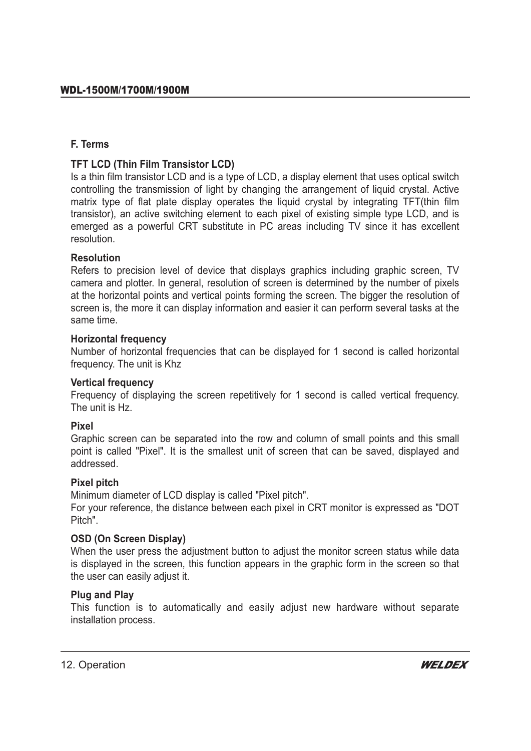## F. Terms

### TFT LCD (Thin Film Transistor LCD)

Is a thin film transistor LCD and is a type of LCD, a display element that uses optical switch controlling the transmission of light by changing the arrangement of liquid crystal. Active matrix type of flat plate display operates the liquid crystal by integrating TFT(thin film transistor), an active switching element to each pixel of existing simple type LCD, and is emerged as a powerful CRT substitute in PC areas including TV since it has excellent resolution.

### Resolution

Refers to precision level of device that displays graphics including graphic screen, TV camera and plotter. In general, resolution of screen is determined by the number of pixels at the horizontal points and vertical points forming the screen. The bigger the resolution of screen is, the more it can display information and easier it can perform several tasks at the same time.

### Horizontal frequency

Number of horizontal frequencies that can be displayed for 1 second is called horizontal frequency. The unit is Khz

### Vertical frequency

Frequency of displaying the screen repetitively for 1 second is called vertical frequency. The unit is Hz.

### Pixel

Graphic screen can be separated into the row and column of small points and this small point is called "Pixel". It is the smallest unit of screen that can be saved, displayed and addressed.

### Pixel pitch

Minimum diameter of LCD display is called "Pixel pitch".
For your reference, the distance between each pixel in CRT monitor is expressed as "DOT Pitch".

### OSD (On Screen Display)

When the user press the adjustment button to adjust the monitor screen status while data is displayed in the screen, this function appears in the graphic form in the screen so that the user can easily adjust it.

### Plug and Play

This function is to automatically and easily adjust new hardware without separate installation process.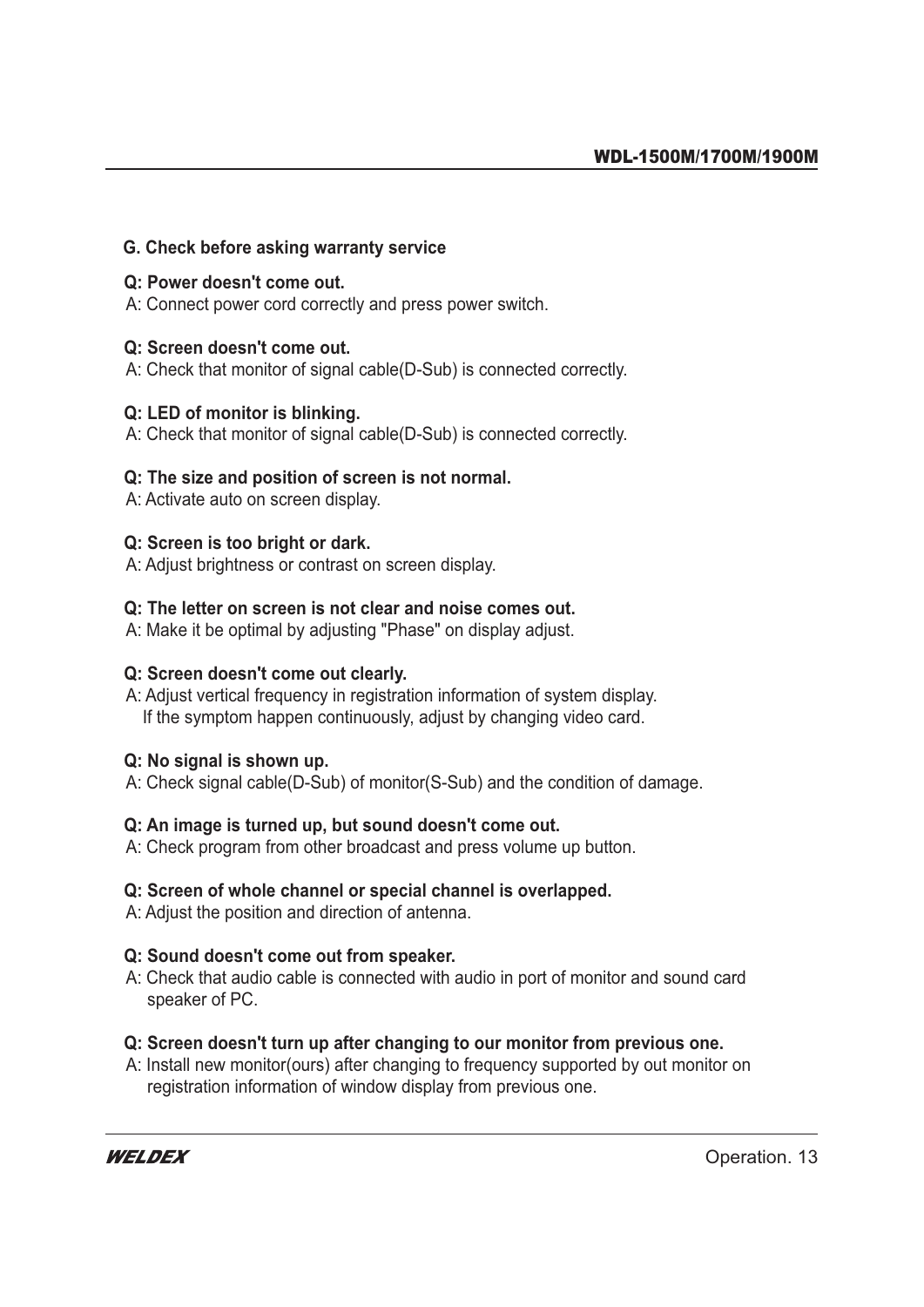## G. Check before asking warranty service

**Q: Power doesn't come out.**
A: Connect power cord correctly and press power switch.

**Q: Screen doesn't come out.**
A: Check that monitor of signal cable(D-Sub) is connected correctly.

**Q: LED of monitor is blinking.**
A: Check that monitor of signal cable(D-Sub) is connected correctly.

**Q: The size and position of screen is not normal.**
A: Activate auto on screen display.

**Q: Screen is too bright or dark.**
A: Adjust brightness or contrast on screen display.

**Q: The letter on screen is not clear and noise comes out.**
A: Make it be optimal by adjusting "Phase" on display adjust.

**Q: Screen doesn't come out clearly.**
A: Adjust vertical frequency in registration information of system display.
If the symptom happen continuously, adjust by changing video card.

**Q: No signal is shown up.**
A: Check signal cable(D-Sub) of monitor(S-Sub) and the condition of damage.

**Q: An image is turned up, but sound doesn't come out.**
A: Check program from other broadcast and press volume up button.

**Q: Screen of whole channel or special channel is overlapped.**
A: Adjust the position and direction of antenna.

**Q: Sound doesn't come out from speaker.**
A: Check that audio cable is connected with audio in port of monitor and sound card speaker of PC.

**Q: Screen doesn't turn up after changing to our monitor from previous one.**
A: Install new monitor(ours) after changing to frequency supported by out monitor on registration information of window display from previous one.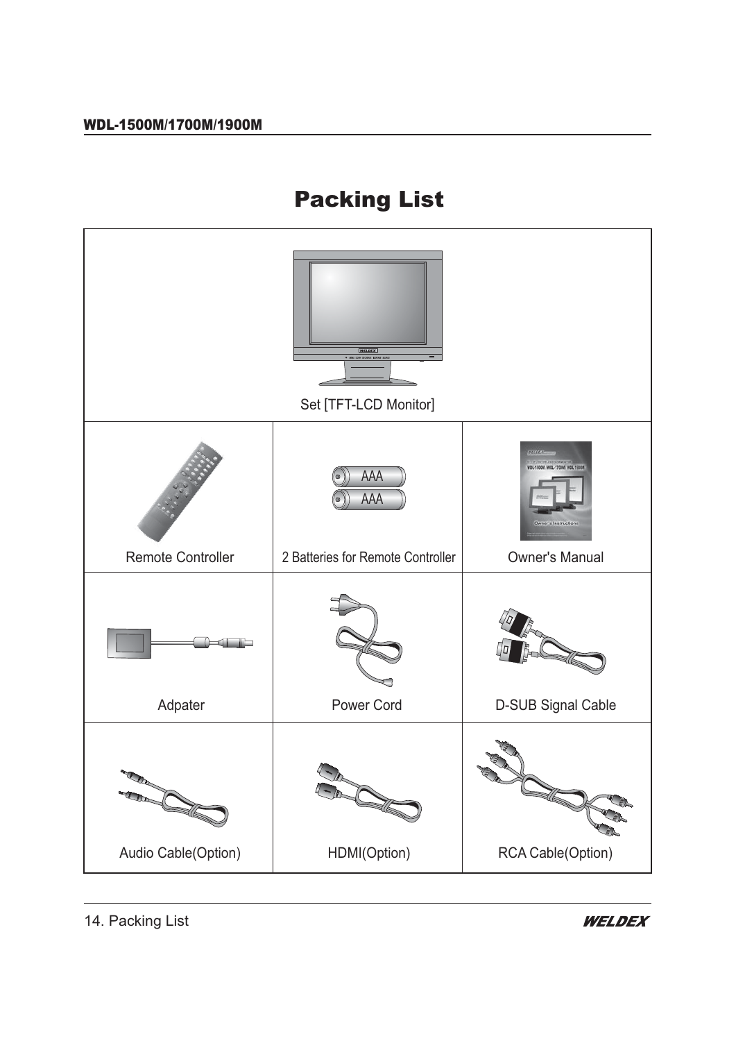# Packing List

| Set [TFT-LCD Monitor] | | |
|---|---|---|
| Remote Controller | 2 Batteries for Remote Controller | Owner's Manual |
| Adpater | Power Cord | D-SUB Signal Cable |
| Audio Cable(Option) | HDMI(Option) | RCA Cable(Option) |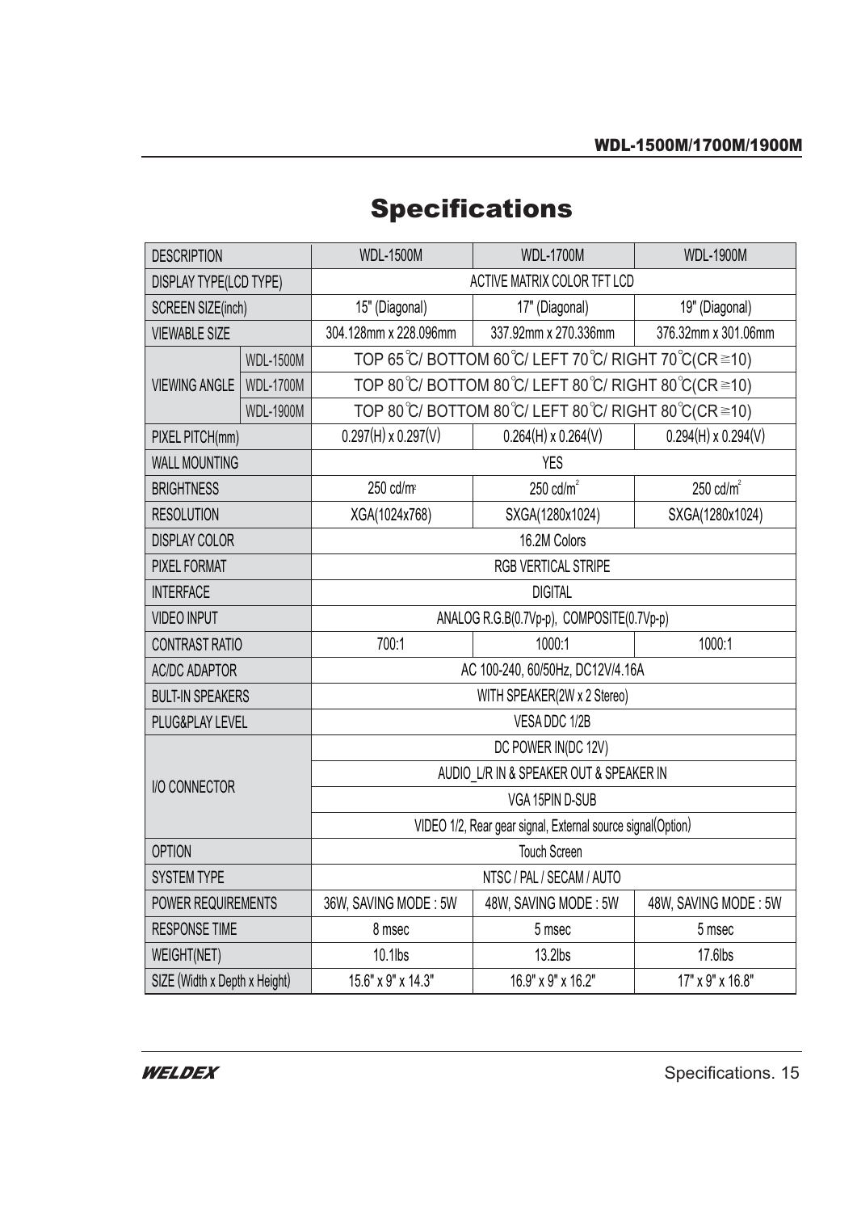# Specifications

| DESCRIPTION | | WDL-1500M | WDL-1700M | WDL-1900M |
|---|---|---|---|---|
| DISPLAY TYPE(LCD TYPE) | | ACTIVE MATRIX COLOR TFT LCD | | |
| SCREEN SIZE(inch) | | 15" (Diagonal) | 17" (Diagonal) | 19" (Diagonal) |
| VIEWABLE SIZE | | 304.128mm x 228.096mm | 337.92mm x 270.336mm | 376.32mm x 301.06mm |
| VIEWING ANGLE | WDL-1500M | TOP 65℃/ BOTTOM 60℃/ LEFT 70℃/ RIGHT 70℃(CR≧10) | | |
| | WDL-1700M | TOP 80℃/ BOTTOM 80℃/ LEFT 80℃/ RIGHT 80℃(CR≧10) | | |
| | WDL-1900M | TOP 80℃/ BOTTOM 80℃/ LEFT 80℃/ RIGHT 80℃(CR≧10) | | |
| PIXEL PITCH(mm) | | 0.297(H) x 0.297(V) | 0.264(H) x 0.264(V) | 0.294(H) x 0.294(V) |
| WALL MOUNTING | | YES | | |
| BRIGHTNESS | | 250 cd/m² | 250 cd/m² | 250 cd/m² |
| RESOLUTION | | XGA(1024x768) | SXGA(1280x1024) | SXGA(1280x1024) |
| DISPLAY COLOR | | 16.2M Colors | | |
| PIXEL FORMAT | | RGB VERTICAL STRIPE | | |
| INTERFACE | | DIGITAL | | |
| VIDEO INPUT | | ANALOG R.G.B(0.7Vp-p), COMPOSITE(0.7Vp-p) | | |
| CONTRAST RATIO | | 700:1 | 1000:1 | 1000:1 |
| AC/DC ADAPTOR | | AC 100-240, 60/50Hz, DC12V/4.16A | | |
| BULT-IN SPEAKERS | | WITH SPEAKER(2W x 2 Stereo) | | |
| PLUG&PLAY LEVEL | | VESA DDC 1/2B | | |
| I/O CONNECTOR | | DC POWER IN(DC 12V) | | |
| | | AUDIO_L/R IN & SPEAKER OUT & SPEAKER IN | | |
| | | VGA 15PIN D-SUB | | |
| | | VIDEO 1/2, Rear gear signal, External source signal(Option) | | |
| OPTION | | Touch Screen | | |
| SYSTEM TYPE | | NTSC / PAL / SECAM / AUTO | | |
| POWER REQUIREMENTS | | 36W, SAVING MODE : 5W | 48W, SAVING MODE : 5W | 48W, SAVING MODE : 5W |
| RESPONSE TIME | | 8 msec | 5 msec | 5 msec |
| WEIGHT(NET) | | 10.1lbs | 13.2lbs | 17.6lbs |
| SIZE (Width x Depth x Height) | | 15.6" x 9" x 14.3" | 16.9" x 9" x 16.2" | 17" x 9" x 16.8" |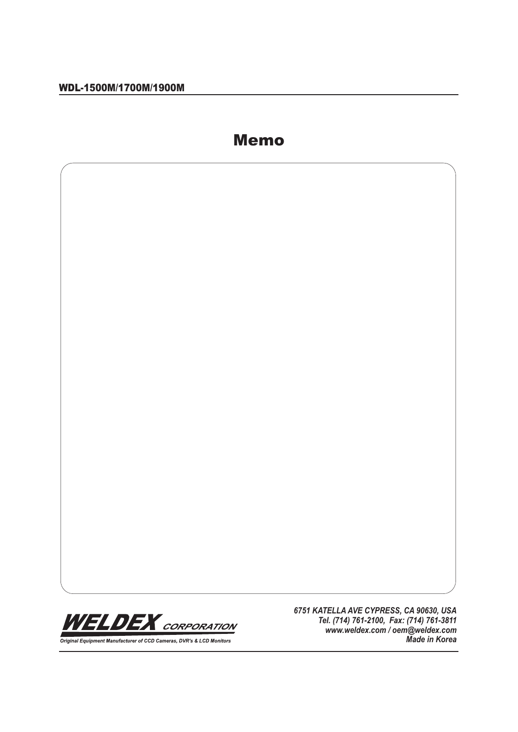# Memo

**WELDEX** CORPORATION

Original Equipment Manufacturer of CCD Cameras, DVR's & LCD Monitors

*6751 KATELLA AVE CYPRESS, CA 90630, USA*
*Tel. (714) 761-2100, Fax: (714) 761-3811*
*www.weldex.com / oem@weldex.com*
*Made in Korea*